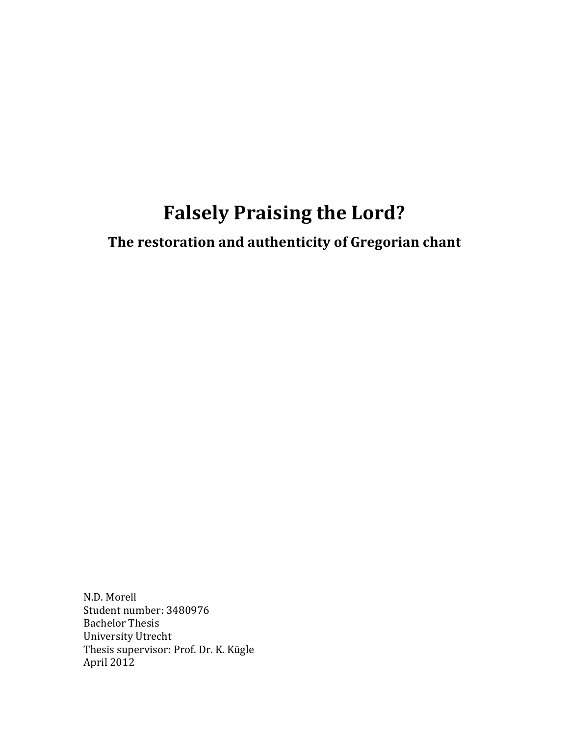# Falsely Praising the Lord?

## The restoration and authenticity of Gregorian chant

N.D. Morell
Student number: 3480976
Bachelor Thesis
University Utrecht
Thesis supervisor: Prof. Dr. K. Kügle
April 2012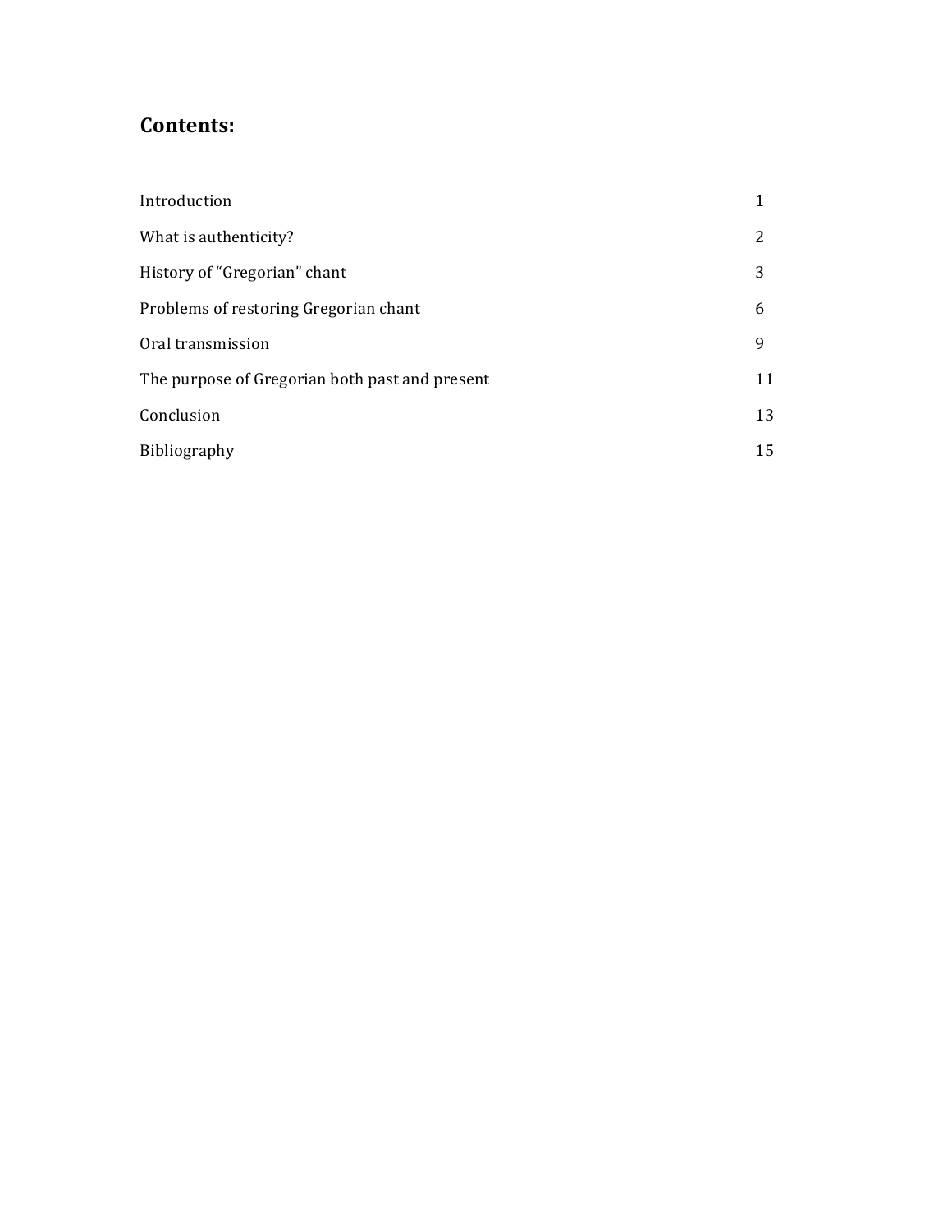# Contents:

| | |
|---|---|
| Introduction | 1 |
| What is authenticity? | 2 |
| History of "Gregorian" chant | 3 |
| Problems of restoring Gregorian chant | 6 |
| Oral transmission | 9 |
| The purpose of Gregorian both past and present | 11 |
| Conclusion | 13 |
| Bibliography | 15 |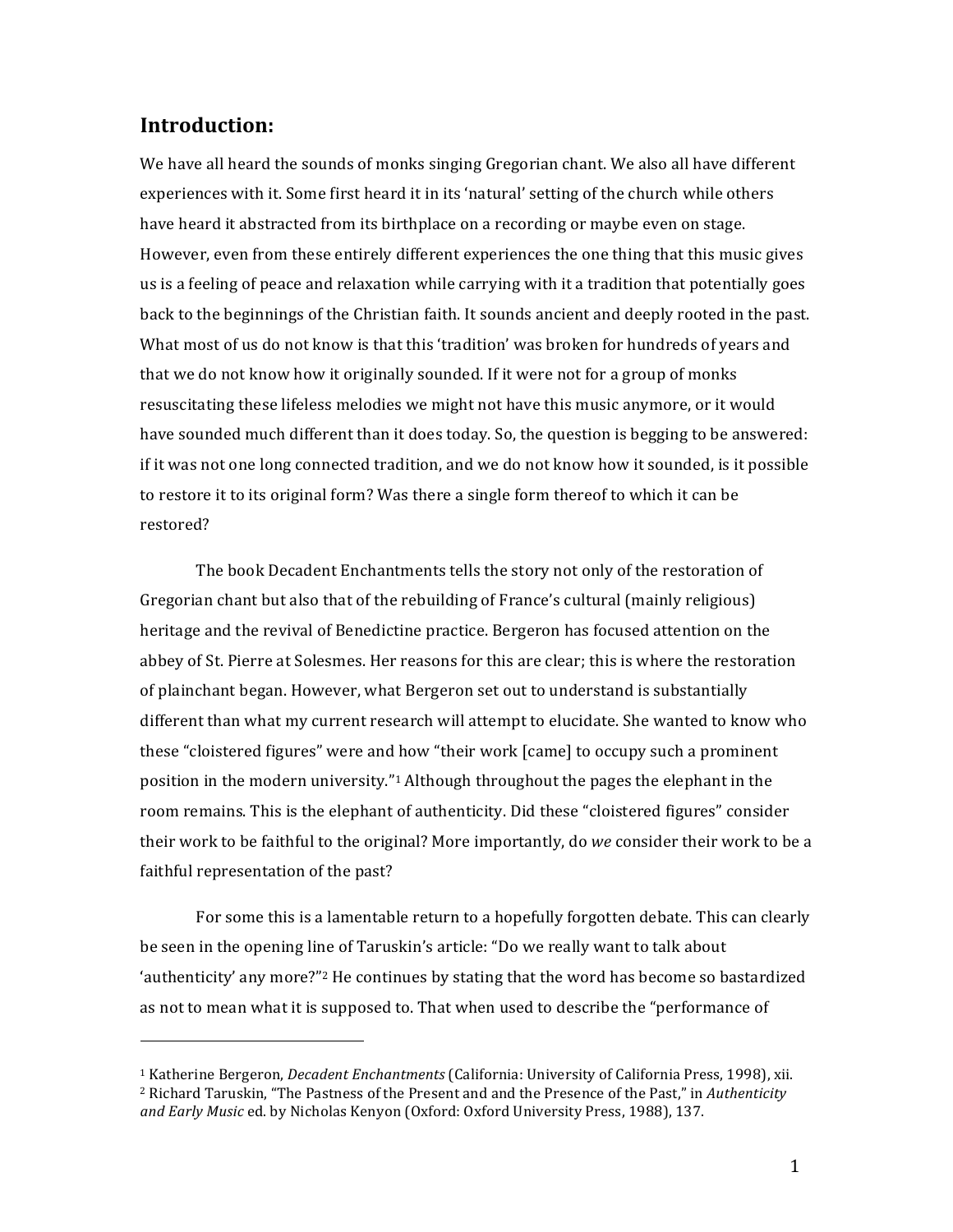## Introduction:

We have all heard the sounds of monks singing Gregorian chant. We also all have different experiences with it. Some first heard it in its 'natural' setting of the church while others have heard it abstracted from its birthplace on a recording or maybe even on stage. However, even from these entirely different experiences the one thing that this music gives us is a feeling of peace and relaxation while carrying with it a tradition that potentially goes back to the beginnings of the Christian faith. It sounds ancient and deeply rooted in the past. What most of us do not know is that this 'tradition' was broken for hundreds of years and that we do not know how it originally sounded. If it were not for a group of monks resuscitating these lifeless melodies we might not have this music anymore, or it would have sounded much different than it does today. So, the question is begging to be answered: if it was not one long connected tradition, and we do not know how it sounded, is it possible to restore it to its original form? Was there a single form thereof to which it can be restored?

The book Decadent Enchantments tells the story not only of the restoration of Gregorian chant but also that of the rebuilding of France's cultural (mainly religious) heritage and the revival of Benedictine practice. Bergeron has focused attention on the abbey of St. Pierre at Solesmes. Her reasons for this are clear; this is where the restoration of plainchant began. However, what Bergeron set out to understand is substantially different than what my current research will attempt to elucidate. She wanted to know who these "cloistered figures" were and how "their work [came] to occupy such a prominent position in the modern university."[1] Although throughout the pages the elephant in the room remains. This is the elephant of authenticity. Did these "cloistered figures" consider their work to be faithful to the original? More importantly, do *we* consider their work to be a faithful representation of the past?

For some this is a lamentable return to a hopefully forgotten debate. This can clearly be seen in the opening line of Taruskin's article: "Do we really want to talk about 'authenticity' any more?"[2] He continues by stating that the word has become so bastardized as not to mean what it is supposed to. That when used to describe the "performance of

---

[1] Katherine Bergeron, *Decadent Enchantments* (California: University of California Press, 1998), xii.

[2] Richard Taruskin, "The Pastness of the Present and and the Presence of the Past," in *Authenticity and Early Music* ed. by Nicholas Kenyon (Oxford: Oxford University Press, 1988), 137.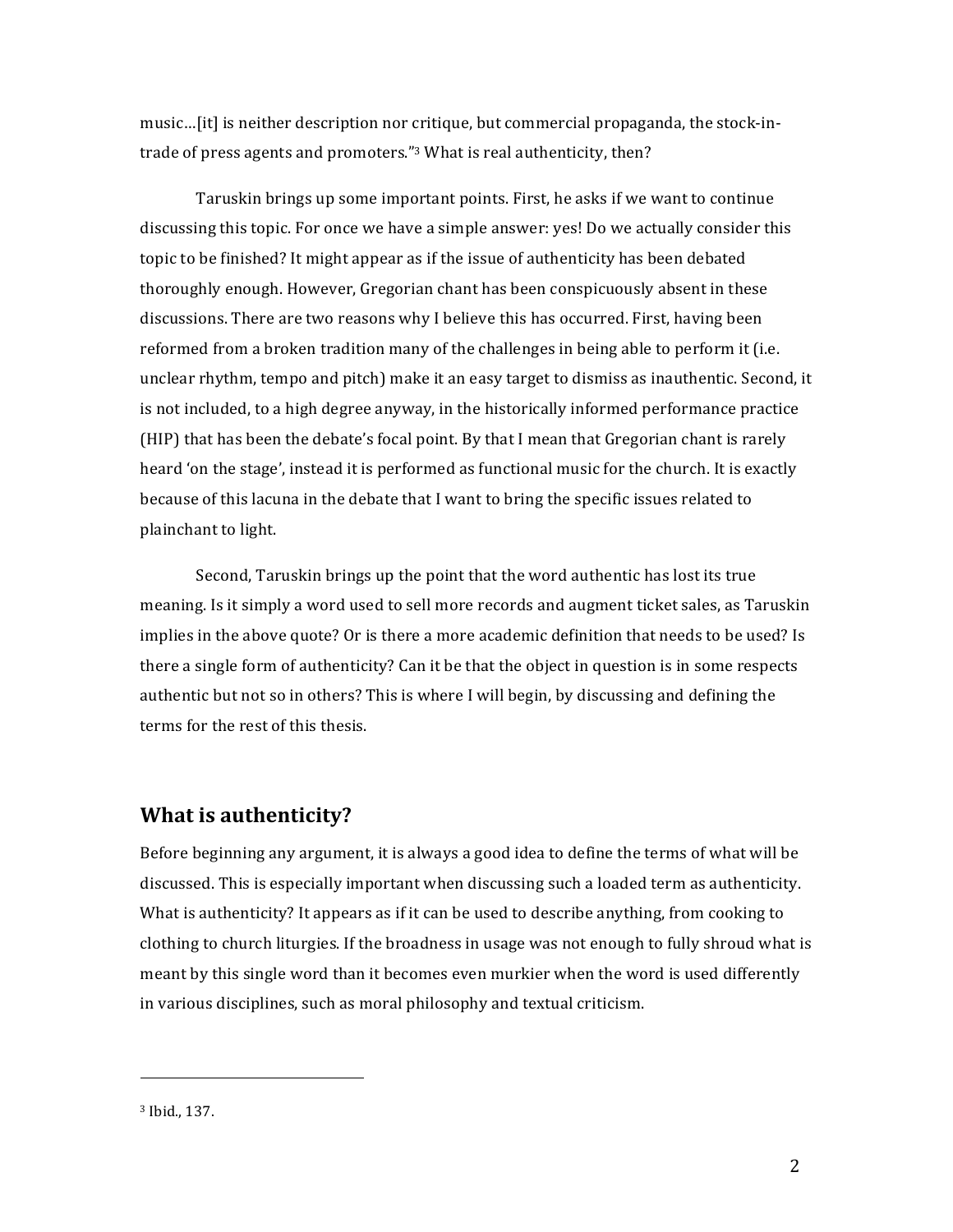music…[it] is neither description nor critique, but commercial propaganda, the stock-in-trade of press agents and promoters."[3] What is real authenticity, then?

Taruskin brings up some important points. First, he asks if we want to continue discussing this topic. For once we have a simple answer: yes! Do we actually consider this topic to be finished? It might appear as if the issue of authenticity has been debated thoroughly enough. However, Gregorian chant has been conspicuously absent in these discussions. There are two reasons why I believe this has occurred. First, having been reformed from a broken tradition many of the challenges in being able to perform it (i.e. unclear rhythm, tempo and pitch) make it an easy target to dismiss as inauthentic. Second, it is not included, to a high degree anyway, in the historically informed performance practice (HIP) that has been the debate's focal point. By that I mean that Gregorian chant is rarely heard 'on the stage', instead it is performed as functional music for the church. It is exactly because of this lacuna in the debate that I want to bring the specific issues related to plainchant to light.

Second, Taruskin brings up the point that the word authentic has lost its true meaning. Is it simply a word used to sell more records and augment ticket sales, as Taruskin implies in the above quote? Or is there a more academic definition that needs to be used? Is there a single form of authenticity? Can it be that the object in question is in some respects authentic but not so in others? This is where I will begin, by discussing and defining the terms for the rest of this thesis.

## What is authenticity?

Before beginning any argument, it is always a good idea to define the terms of what will be discussed. This is especially important when discussing such a loaded term as authenticity. What is authenticity? It appears as if it can be used to describe anything, from cooking to clothing to church liturgies. If the broadness in usage was not enough to fully shroud what is meant by this single word than it becomes even murkier when the word is used differently in various disciplines, such as moral philosophy and textual criticism.

---

[3] Ibid., 137.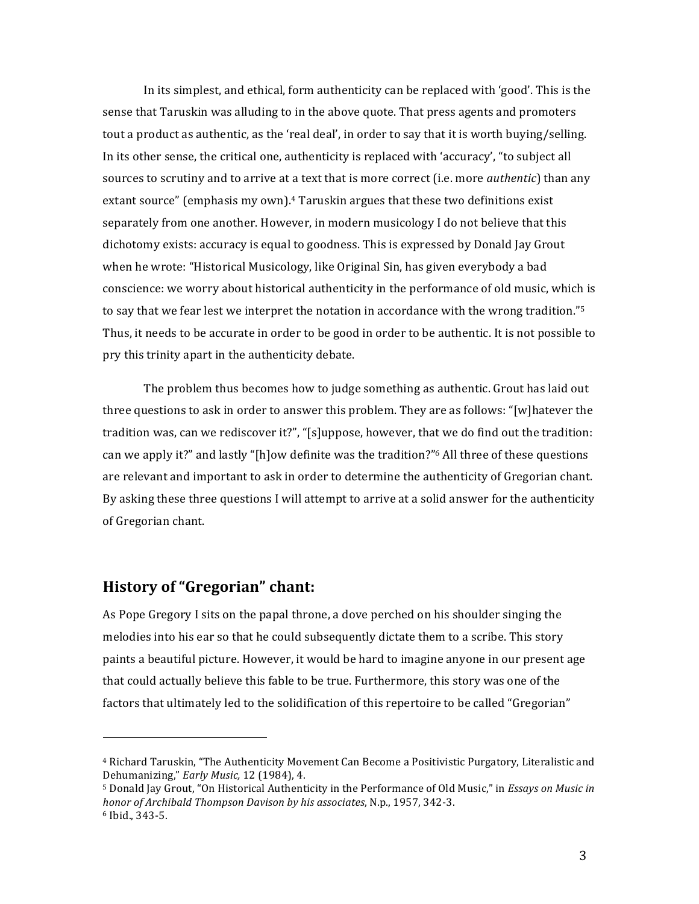In its simplest, and ethical, form authenticity can be replaced with 'good'. This is the sense that Taruskin was alluding to in the above quote. That press agents and promoters tout a product as authentic, as the 'real deal', in order to say that it is worth buying/selling. In its other sense, the critical one, authenticity is replaced with 'accuracy', "to subject all sources to scrutiny and to arrive at a text that is more correct (i.e. more *authentic*) than any extant source" (emphasis my own).[4] Taruskin argues that these two definitions exist separately from one another. However, in modern musicology I do not believe that this dichotomy exists: accuracy is equal to goodness. This is expressed by Donald Jay Grout when he wrote: "Historical Musicology, like Original Sin, has given everybody a bad conscience: we worry about historical authenticity in the performance of old music, which is to say that we fear lest we interpret the notation in accordance with the wrong tradition."[5] Thus, it needs to be accurate in order to be good in order to be authentic. It is not possible to pry this trinity apart in the authenticity debate.

The problem thus becomes how to judge something as authentic. Grout has laid out three questions to ask in order to answer this problem. They are as follows: "[w]hatever the tradition was, can we rediscover it?", "[s]uppose, however, that we do find out the tradition: can we apply it?" and lastly "[h]ow definite was the tradition?"[6] All three of these questions are relevant and important to ask in order to determine the authenticity of Gregorian chant. By asking these three questions I will attempt to arrive at a solid answer for the authenticity of Gregorian chant.

## History of "Gregorian" chant:

As Pope Gregory I sits on the papal throne, a dove perched on his shoulder singing the melodies into his ear so that he could subsequently dictate them to a scribe. This story paints a beautiful picture. However, it would be hard to imagine anyone in our present age that could actually believe this fable to be true. Furthermore, this story was one of the factors that ultimately led to the solidification of this repertoire to be called "Gregorian"

---

[4] Richard Taruskin, "The Authenticity Movement Can Become a Positivistic Purgatory, Literalistic and Dehumanizing," *Early Music,* 12 (1984), 4.

[5] Donald Jay Grout, "On Historical Authenticity in the Performance of Old Music," in *Essays on Music in honor of Archibald Thompson Davison by his associates*, N.p., 1957, 342-3.

[6] Ibid., 343-5.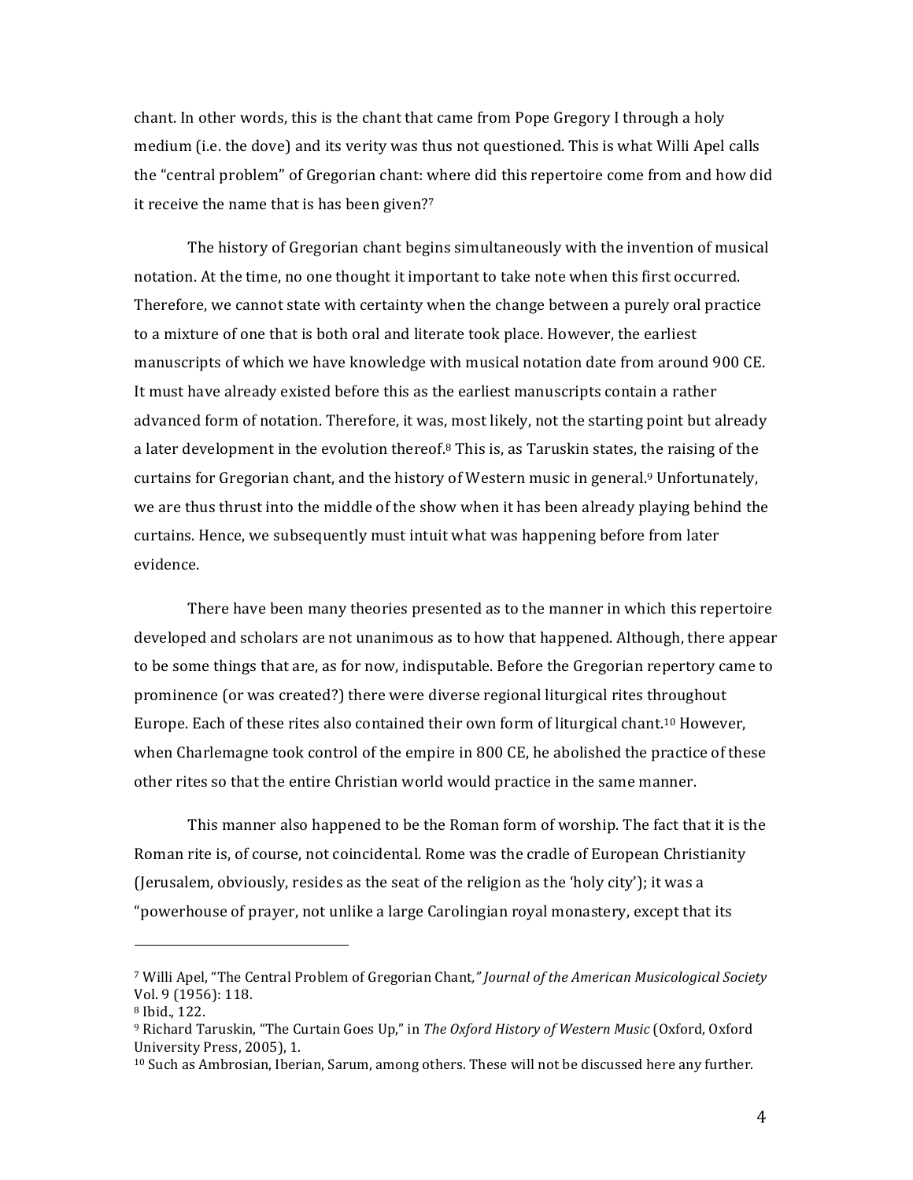chant. In other words, this is the chant that came from Pope Gregory I through a holy medium (i.e. the dove) and its verity was thus not questioned. This is what Willi Apel calls the "central problem" of Gregorian chant: where did this repertoire come from and how did it receive the name that is has been given?[7]

The history of Gregorian chant begins simultaneously with the invention of musical notation. At the time, no one thought it important to take note when this first occurred. Therefore, we cannot state with certainty when the change between a purely oral practice to a mixture of one that is both oral and literate took place. However, the earliest manuscripts of which we have knowledge with musical notation date from around 900 CE. It must have already existed before this as the earliest manuscripts contain a rather advanced form of notation. Therefore, it was, most likely, not the starting point but already a later development in the evolution thereof.[8] This is, as Taruskin states, the raising of the curtains for Gregorian chant, and the history of Western music in general.[9] Unfortunately, we are thus thrust into the middle of the show when it has been already playing behind the curtains. Hence, we subsequently must intuit what was happening before from later evidence.

There have been many theories presented as to the manner in which this repertoire developed and scholars are not unanimous as to how that happened. Although, there appear to be some things that are, as for now, indisputable. Before the Gregorian repertory came to prominence (or was created?) there were diverse regional liturgical rites throughout Europe. Each of these rites also contained their own form of liturgical chant.[10] However, when Charlemagne took control of the empire in 800 CE, he abolished the practice of these other rites so that the entire Christian world would practice in the same manner.

This manner also happened to be the Roman form of worship. The fact that it is the Roman rite is, of course, not coincidental. Rome was the cradle of European Christianity (Jerusalem, obviously, resides as the seat of the religion as the 'holy city'); it was a "powerhouse of prayer, not unlike a large Carolingian royal monastery, except that its

---

[7] Willi Apel, "The Central Problem of Gregorian Chant*," Journal of the American Musicological Society* Vol. 9 (1956): 118.

[8] Ibid., 122.

[9] Richard Taruskin, "The Curtain Goes Up," in *The Oxford History of Western Music* (Oxford, Oxford University Press, 2005), 1.

[10] Such as Ambrosian, Iberian, Sarum, among others. These will not be discussed here any further.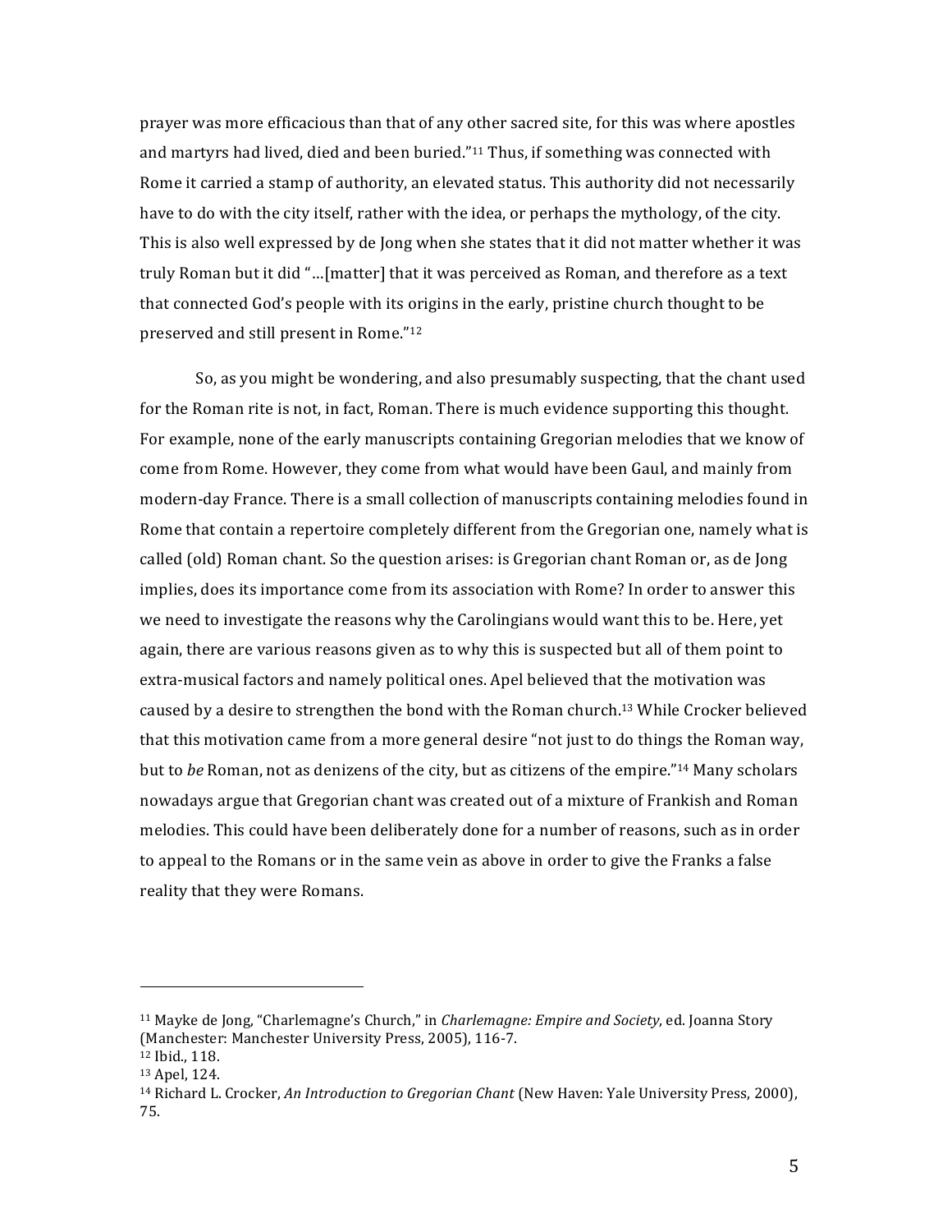prayer was more efficacious than that of any other sacred site, for this was where apostles and martyrs had lived, died and been buried."[11] Thus, if something was connected with Rome it carried a stamp of authority, an elevated status. This authority did not necessarily have to do with the city itself, rather with the idea, or perhaps the mythology, of the city. This is also well expressed by de Jong when she states that it did not matter whether it was truly Roman but it did "…[matter] that it was perceived as Roman, and therefore as a text that connected God's people with its origins in the early, pristine church thought to be preserved and still present in Rome."[12]

So, as you might be wondering, and also presumably suspecting, that the chant used for the Roman rite is not, in fact, Roman. There is much evidence supporting this thought. For example, none of the early manuscripts containing Gregorian melodies that we know of come from Rome. However, they come from what would have been Gaul, and mainly from modern-day France. There is a small collection of manuscripts containing melodies found in Rome that contain a repertoire completely different from the Gregorian one, namely what is called (old) Roman chant. So the question arises: is Gregorian chant Roman or, as de Jong implies, does its importance come from its association with Rome? In order to answer this we need to investigate the reasons why the Carolingians would want this to be. Here, yet again, there are various reasons given as to why this is suspected but all of them point to extra-musical factors and namely political ones. Apel believed that the motivation was caused by a desire to strengthen the bond with the Roman church.[13] While Crocker believed that this motivation came from a more general desire "not just to do things the Roman way, but to *be* Roman, not as denizens of the city, but as citizens of the empire."[14] Many scholars nowadays argue that Gregorian chant was created out of a mixture of Frankish and Roman melodies. This could have been deliberately done for a number of reasons, such as in order to appeal to the Romans or in the same vein as above in order to give the Franks a false reality that they were Romans.

---

[11] Mayke de Jong, "Charlemagne's Church," in *Charlemagne: Empire and Society*, ed. Joanna Story (Manchester: Manchester University Press, 2005), 116-7.

[12] Ibid., 118.

[13] Apel, 124.

[14] Richard L. Crocker, *An Introduction to Gregorian Chant* (New Haven: Yale University Press, 2000), 75.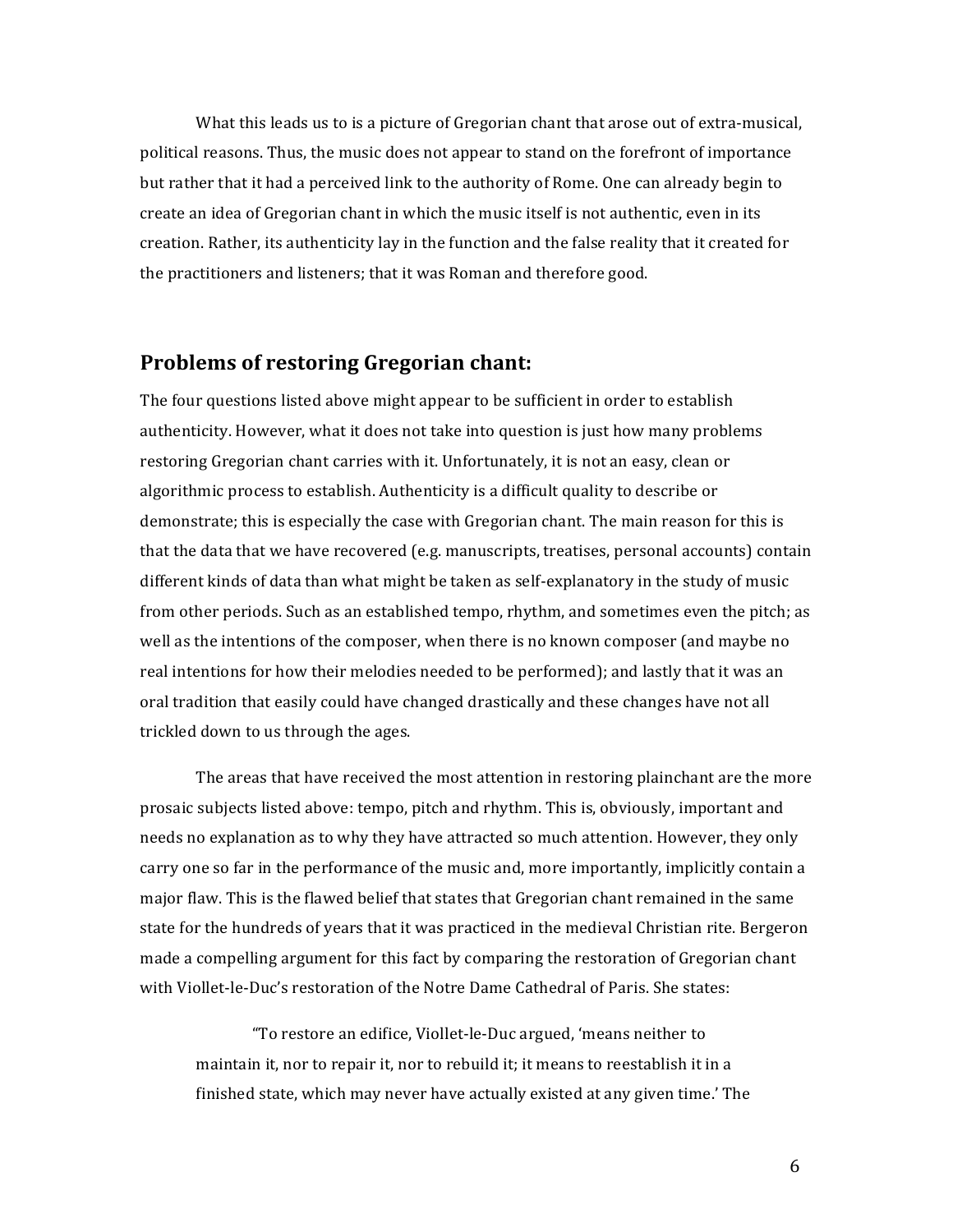What this leads us to is a picture of Gregorian chant that arose out of extra-musical, political reasons. Thus, the music does not appear to stand on the forefront of importance but rather that it had a perceived link to the authority of Rome. One can already begin to create an idea of Gregorian chant in which the music itself is not authentic, even in its creation. Rather, its authenticity lay in the function and the false reality that it created for the practitioners and listeners; that it was Roman and therefore good.

## Problems of restoring Gregorian chant:

The four questions listed above might appear to be sufficient in order to establish authenticity. However, what it does not take into question is just how many problems restoring Gregorian chant carries with it. Unfortunately, it is not an easy, clean or algorithmic process to establish. Authenticity is a difficult quality to describe or demonstrate; this is especially the case with Gregorian chant. The main reason for this is that the data that we have recovered (e.g. manuscripts, treatises, personal accounts) contain different kinds of data than what might be taken as self-explanatory in the study of music from other periods. Such as an established tempo, rhythm, and sometimes even the pitch; as well as the intentions of the composer, when there is no known composer (and maybe no real intentions for how their melodies needed to be performed); and lastly that it was an oral tradition that easily could have changed drastically and these changes have not all trickled down to us through the ages.

The areas that have received the most attention in restoring plainchant are the more prosaic subjects listed above: tempo, pitch and rhythm. This is, obviously, important and needs no explanation as to why they have attracted so much attention. However, they only carry one so far in the performance of the music and, more importantly, implicitly contain a major flaw. This is the flawed belief that states that Gregorian chant remained in the same state for the hundreds of years that it was practiced in the medieval Christian rite. Bergeron made a compelling argument for this fact by comparing the restoration of Gregorian chant with Viollet-le-Duc's restoration of the Notre Dame Cathedral of Paris. She states:

> "To restore an edifice, Viollet-le-Duc argued, 'means neither to maintain it, nor to repair it, nor to rebuild it; it means to reestablish it in a finished state, which may never have actually existed at any given time.' The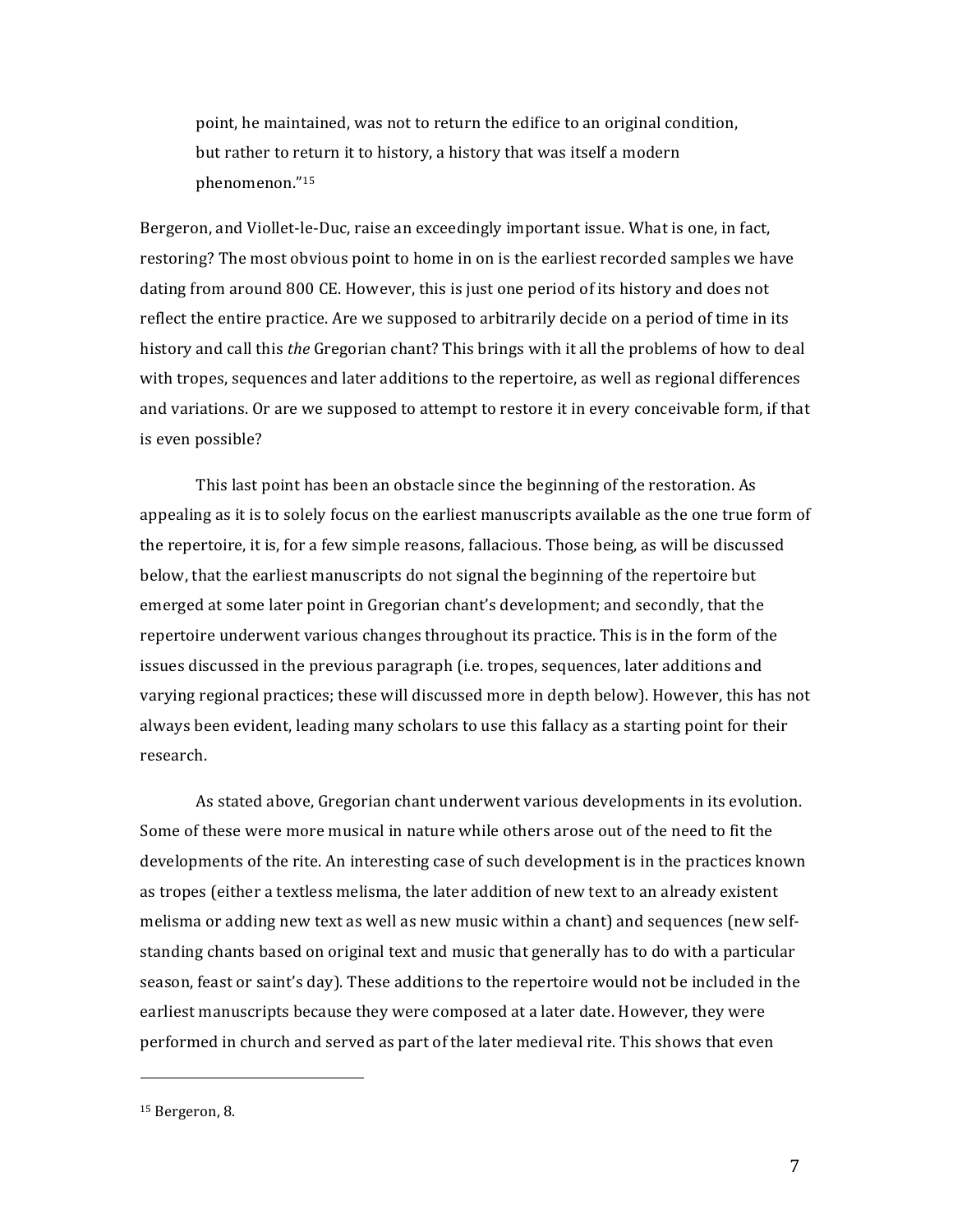point, he maintained, was not to return the edifice to an original condition, but rather to return it to history, a history that was itself a modern phenomenon."[15]

Bergeron, and Viollet-le-Duc, raise an exceedingly important issue. What is one, in fact, restoring? The most obvious point to home in on is the earliest recorded samples we have dating from around 800 CE. However, this is just one period of its history and does not reflect the entire practice. Are we supposed to arbitrarily decide on a period of time in its history and call this *the* Gregorian chant? This brings with it all the problems of how to deal with tropes, sequences and later additions to the repertoire, as well as regional differences and variations. Or are we supposed to attempt to restore it in every conceivable form, if that is even possible?

This last point has been an obstacle since the beginning of the restoration. As appealing as it is to solely focus on the earliest manuscripts available as the one true form of the repertoire, it is, for a few simple reasons, fallacious. Those being, as will be discussed below, that the earliest manuscripts do not signal the beginning of the repertoire but emerged at some later point in Gregorian chant's development; and secondly, that the repertoire underwent various changes throughout its practice. This is in the form of the issues discussed in the previous paragraph (i.e. tropes, sequences, later additions and varying regional practices; these will discussed more in depth below). However, this has not always been evident, leading many scholars to use this fallacy as a starting point for their research.

As stated above, Gregorian chant underwent various developments in its evolution. Some of these were more musical in nature while others arose out of the need to fit the developments of the rite. An interesting case of such development is in the practices known as tropes (either a textless melisma, the later addition of new text to an already existent melisma or adding new text as well as new music within a chant) and sequences (new self-standing chants based on original text and music that generally has to do with a particular season, feast or saint's day). These additions to the repertoire would not be included in the earliest manuscripts because they were composed at a later date. However, they were performed in church and served as part of the later medieval rite. This shows that even

[15] Bergeron, 8.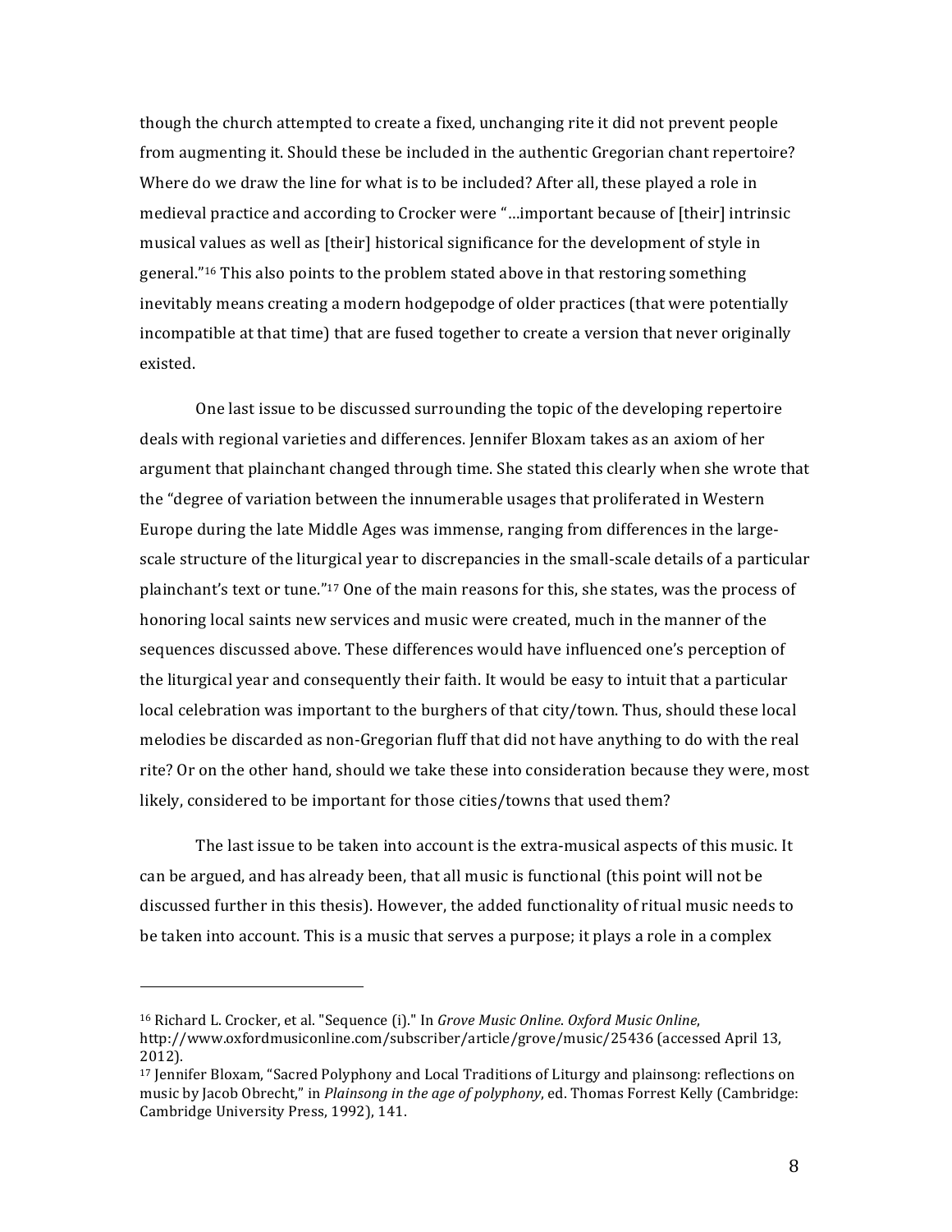though the church attempted to create a fixed, unchanging rite it did not prevent people from augmenting it. Should these be included in the authentic Gregorian chant repertoire? Where do we draw the line for what is to be included? After all, these played a role in medieval practice and according to Crocker were "…important because of [their] intrinsic musical values as well as [their] historical significance for the development of style in general."[16] This also points to the problem stated above in that restoring something inevitably means creating a modern hodgepodge of older practices (that were potentially incompatible at that time) that are fused together to create a version that never originally existed.

One last issue to be discussed surrounding the topic of the developing repertoire deals with regional varieties and differences. Jennifer Bloxam takes as an axiom of her argument that plainchant changed through time. She stated this clearly when she wrote that the "degree of variation between the innumerable usages that proliferated in Western Europe during the late Middle Ages was immense, ranging from differences in the large-scale structure of the liturgical year to discrepancies in the small-scale details of a particular plainchant's text or tune."[17] One of the main reasons for this, she states, was the process of honoring local saints new services and music were created, much in the manner of the sequences discussed above. These differences would have influenced one's perception of the liturgical year and consequently their faith. It would be easy to intuit that a particular local celebration was important to the burghers of that city/town. Thus, should these local melodies be discarded as non-Gregorian fluff that did not have anything to do with the real rite? Or on the other hand, should we take these into consideration because they were, most likely, considered to be important for those cities/towns that used them?

The last issue to be taken into account is the extra-musical aspects of this music. It can be argued, and has already been, that all music is functional (this point will not be discussed further in this thesis). However, the added functionality of ritual music needs to be taken into account. This is a music that serves a purpose; it plays a role in a complex

---

[16] Richard L. Crocker, et al. "Sequence (i)." In *Grove Music Online. Oxford Music Online*, http://www.oxfordmusiconline.com/subscriber/article/grove/music/25436 (accessed April 13, 2012).

[17] Jennifer Bloxam, "Sacred Polyphony and Local Traditions of Liturgy and plainsong: reflections on music by Jacob Obrecht," in *Plainsong in the age of polyphony*, ed. Thomas Forrest Kelly (Cambridge: Cambridge University Press, 1992), 141.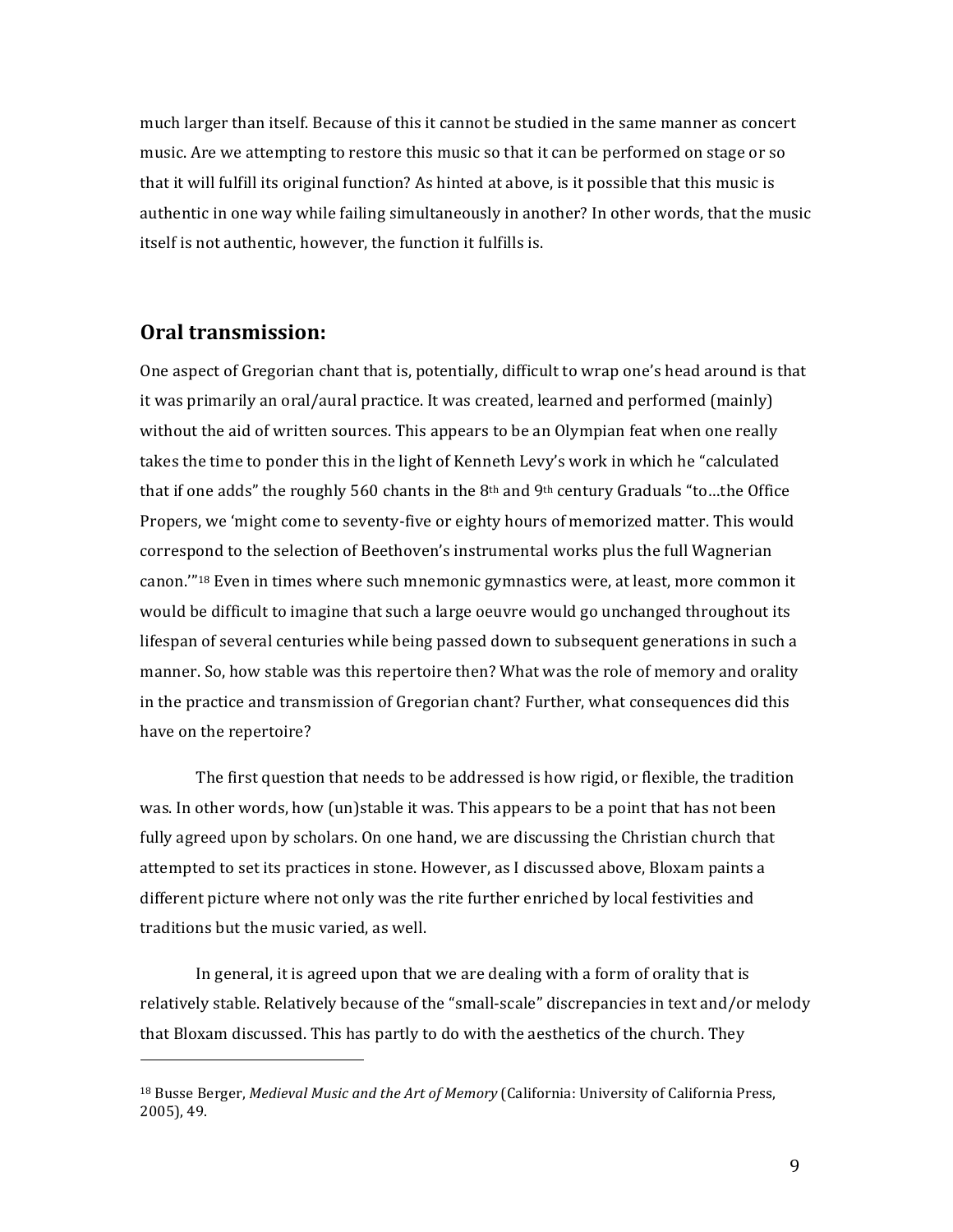much larger than itself. Because of this it cannot be studied in the same manner as concert music. Are we attempting to restore this music so that it can be performed on stage or so that it will fulfill its original function? As hinted at above, is it possible that this music is authentic in one way while failing simultaneously in another? In other words, that the music itself is not authentic, however, the function it fulfills is.

## Oral transmission:

One aspect of Gregorian chant that is, potentially, difficult to wrap one's head around is that it was primarily an oral/aural practice. It was created, learned and performed (mainly) without the aid of written sources. This appears to be an Olympian feat when one really takes the time to ponder this in the light of Kenneth Levy's work in which he "calculated that if one adds" the roughly 560 chants in the 8th and 9th century Graduals "to…the Office Propers, we 'might come to seventy-five or eighty hours of memorized matter. This would correspond to the selection of Beethoven's instrumental works plus the full Wagnerian canon.'"[18] Even in times where such mnemonic gymnastics were, at least, more common it would be difficult to imagine that such a large oeuvre would go unchanged throughout its lifespan of several centuries while being passed down to subsequent generations in such a manner. So, how stable was this repertoire then? What was the role of memory and orality in the practice and transmission of Gregorian chant? Further, what consequences did this have on the repertoire?

The first question that needs to be addressed is how rigid, or flexible, the tradition was. In other words, how (un)stable it was. This appears to be a point that has not been fully agreed upon by scholars. On one hand, we are discussing the Christian church that attempted to set its practices in stone. However, as I discussed above, Bloxam paints a different picture where not only was the rite further enriched by local festivities and traditions but the music varied, as well.

In general, it is agreed upon that we are dealing with a form of orality that is relatively stable. Relatively because of the "small-scale" discrepancies in text and/or melody that Bloxam discussed. This has partly to do with the aesthetics of the church. They

---

[18] Busse Berger, *Medieval Music and the Art of Memory* (California: University of California Press, 2005), 49.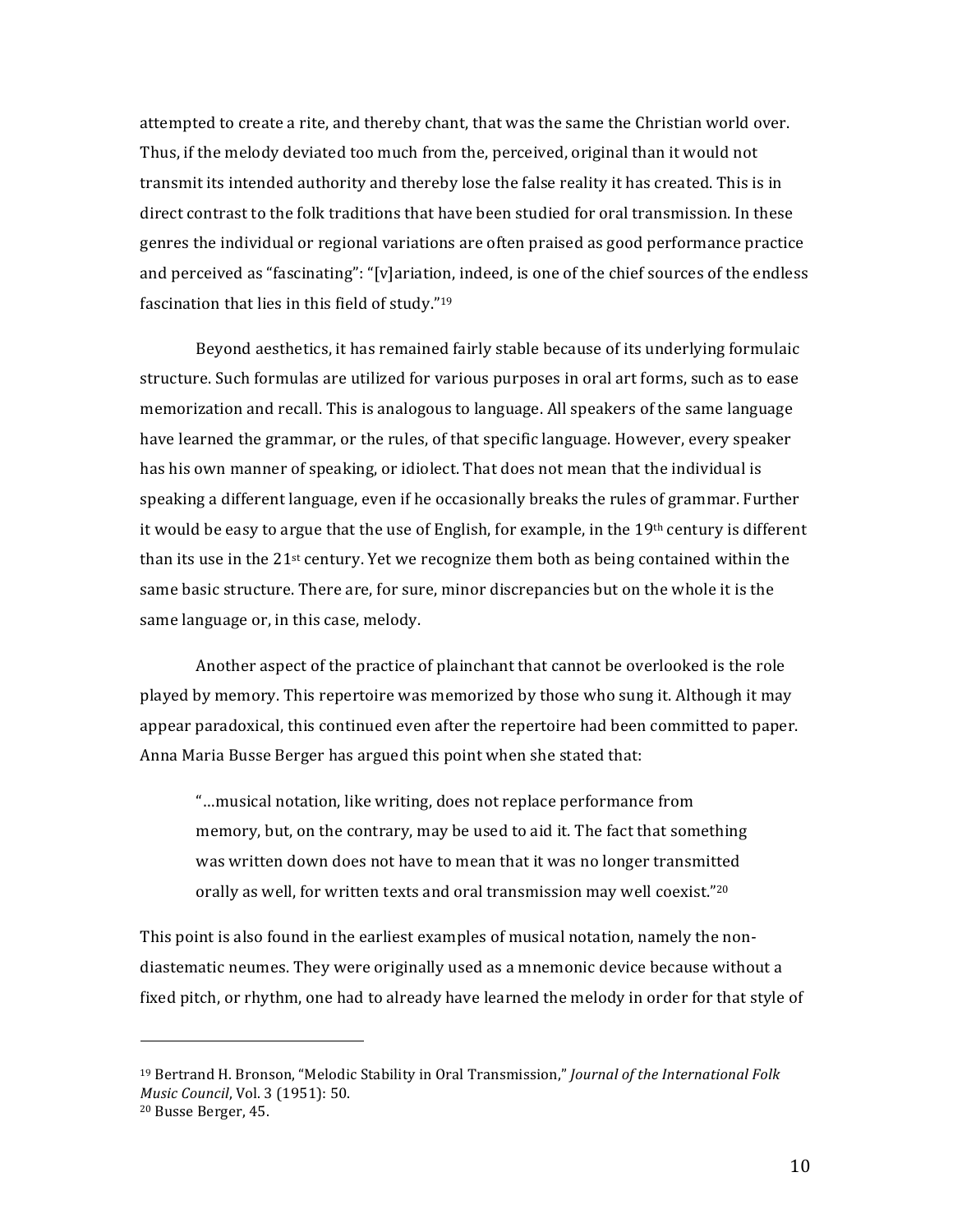attempted to create a rite, and thereby chant, that was the same the Christian world over. Thus, if the melody deviated too much from the, perceived, original than it would not transmit its intended authority and thereby lose the false reality it has created. This is in direct contrast to the folk traditions that have been studied for oral transmission. In these genres the individual or regional variations are often praised as good performance practice and perceived as "fascinating": "[v]ariation, indeed, is one of the chief sources of the endless fascination that lies in this field of study."[19]

Beyond aesthetics, it has remained fairly stable because of its underlying formulaic structure. Such formulas are utilized for various purposes in oral art forms, such as to ease memorization and recall. This is analogous to language. All speakers of the same language have learned the grammar, or the rules, of that specific language. However, every speaker has his own manner of speaking, or idiolect. That does not mean that the individual is speaking a different language, even if he occasionally breaks the rules of grammar. Further it would be easy to argue that the use of English, for example, in the 19th century is different than its use in the 21st century. Yet we recognize them both as being contained within the same basic structure. There are, for sure, minor discrepancies but on the whole it is the same language or, in this case, melody.

Another aspect of the practice of plainchant that cannot be overlooked is the role played by memory. This repertoire was memorized by those who sung it. Although it may appear paradoxical, this continued even after the repertoire had been committed to paper. Anna Maria Busse Berger has argued this point when she stated that:

> "…musical notation, like writing, does not replace performance from memory, but, on the contrary, may be used to aid it. The fact that something was written down does not have to mean that it was no longer transmitted orally as well, for written texts and oral transmission may well coexist."[20]

This point is also found in the earliest examples of musical notation, namely the non-diastematic neumes. They were originally used as a mnemonic device because without a fixed pitch, or rhythm, one had to already have learned the melody in order for that style of

---

[19] Bertrand H. Bronson, "Melodic Stability in Oral Transmission," *Journal of the International Folk Music Council*, Vol. 3 (1951): 50.

[20] Busse Berger, 45.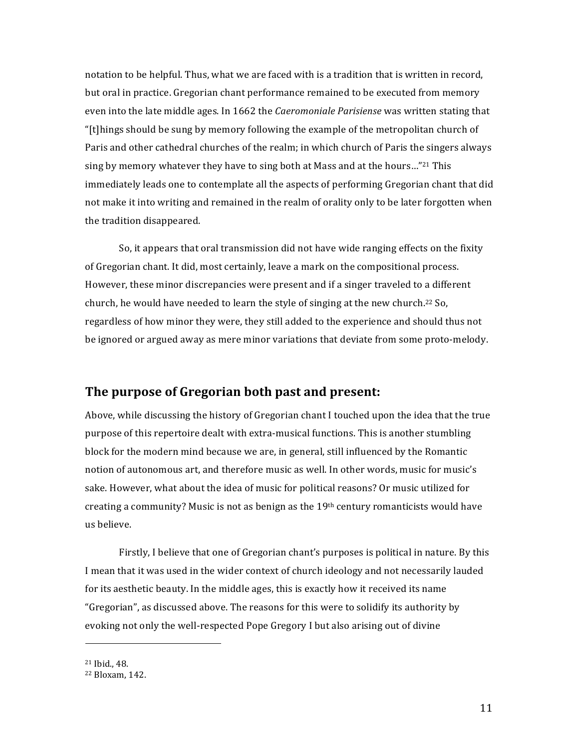notation to be helpful. Thus, what we are faced with is a tradition that is written in record, but oral in practice. Gregorian chant performance remained to be executed from memory even into the late middle ages. In 1662 the *Caeromoniale Parisiense* was written stating that "[t]hings should be sung by memory following the example of the metropolitan church of Paris and other cathedral churches of the realm; in which church of Paris the singers always sing by memory whatever they have to sing both at Mass and at the hours…"[21] This immediately leads one to contemplate all the aspects of performing Gregorian chant that did not make it into writing and remained in the realm of orality only to be later forgotten when the tradition disappeared.

So, it appears that oral transmission did not have wide ranging effects on the fixity of Gregorian chant. It did, most certainly, leave a mark on the compositional process. However, these minor discrepancies were present and if a singer traveled to a different church, he would have needed to learn the style of singing at the new church.[22] So, regardless of how minor they were, they still added to the experience and should thus not be ignored or argued away as mere minor variations that deviate from some proto-melody.

## The purpose of Gregorian both past and present:

Above, while discussing the history of Gregorian chant I touched upon the idea that the true purpose of this repertoire dealt with extra-musical functions. This is another stumbling block for the modern mind because we are, in general, still influenced by the Romantic notion of autonomous art, and therefore music as well. In other words, music for music's sake. However, what about the idea of music for political reasons? Or music utilized for creating a community? Music is not as benign as the 19th century romanticists would have us believe.

Firstly, I believe that one of Gregorian chant's purposes is political in nature. By this I mean that it was used in the wider context of church ideology and not necessarily lauded for its aesthetic beauty. In the middle ages, this is exactly how it received its name "Gregorian", as discussed above. The reasons for this were to solidify its authority by evoking not only the well-respected Pope Gregory I but also arising out of divine

---

[21] Ibid., 48.

[22] Bloxam, 142.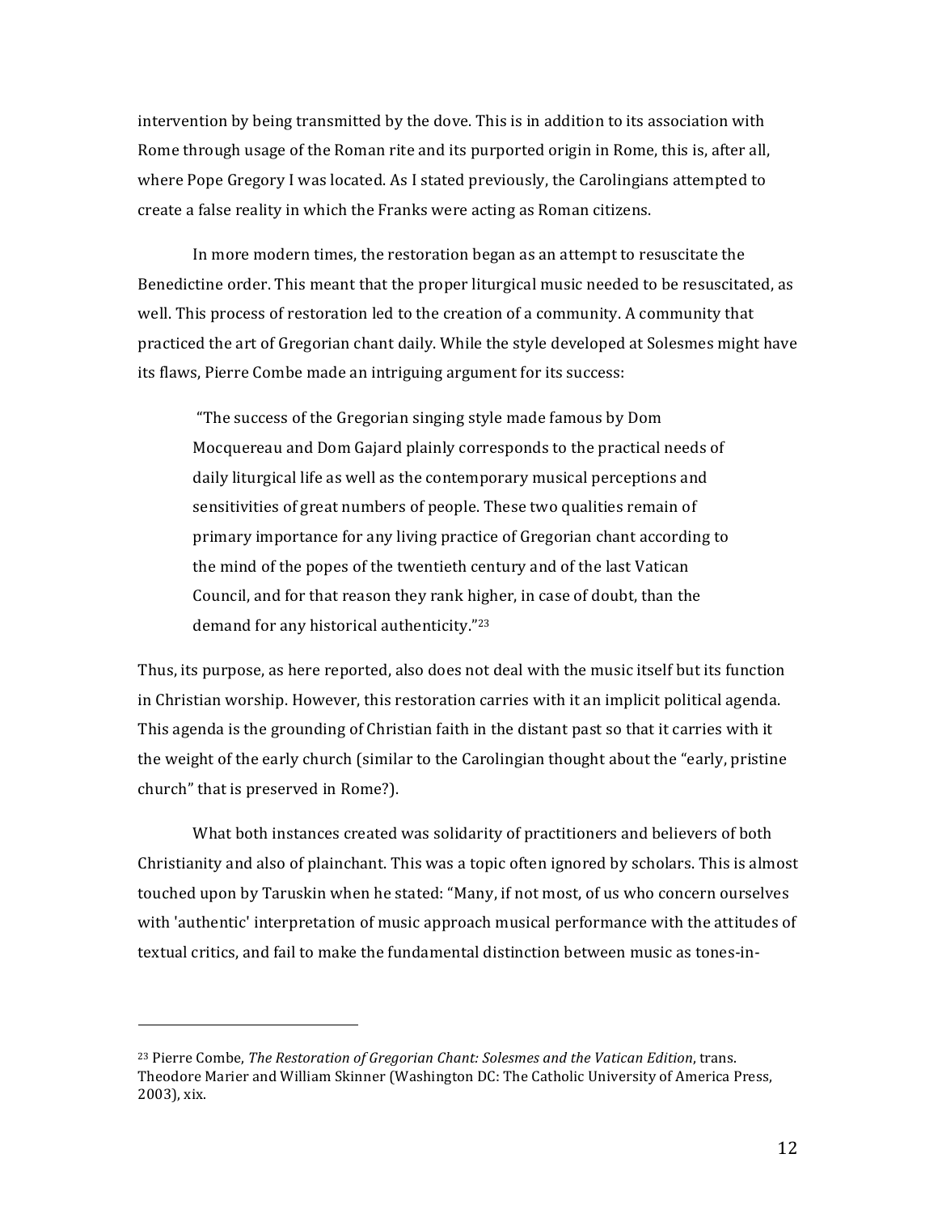intervention by being transmitted by the dove. This is in addition to its association with Rome through usage of the Roman rite and its purported origin in Rome, this is, after all, where Pope Gregory I was located. As I stated previously, the Carolingians attempted to create a false reality in which the Franks were acting as Roman citizens.

In more modern times, the restoration began as an attempt to resuscitate the Benedictine order. This meant that the proper liturgical music needed to be resuscitated, as well. This process of restoration led to the creation of a community. A community that practiced the art of Gregorian chant daily. While the style developed at Solesmes might have its flaws, Pierre Combe made an intriguing argument for its success:

> "The success of the Gregorian singing style made famous by Dom Mocquereau and Dom Gajard plainly corresponds to the practical needs of daily liturgical life as well as the contemporary musical perceptions and sensitivities of great numbers of people. These two qualities remain of primary importance for any living practice of Gregorian chant according to the mind of the popes of the twentieth century and of the last Vatican Council, and for that reason they rank higher, in case of doubt, than the demand for any historical authenticity."[23]

Thus, its purpose, as here reported, also does not deal with the music itself but its function in Christian worship. However, this restoration carries with it an implicit political agenda. This agenda is the grounding of Christian faith in the distant past so that it carries with it the weight of the early church (similar to the Carolingian thought about the "early, pristine church" that is preserved in Rome?).

What both instances created was solidarity of practitioners and believers of both Christianity and also of plainchant. This was a topic often ignored by scholars. This is almost touched upon by Taruskin when he stated: "Many, if not most, of us who concern ourselves with 'authentic' interpretation of music approach musical performance with the attitudes of textual critics, and fail to make the fundamental distinction between music as tones-in-

---

[23] Pierre Combe, *The Restoration of Gregorian Chant: Solesmes and the Vatican Edition*, trans. Theodore Marier and William Skinner (Washington DC: The Catholic University of America Press, 2003), xix.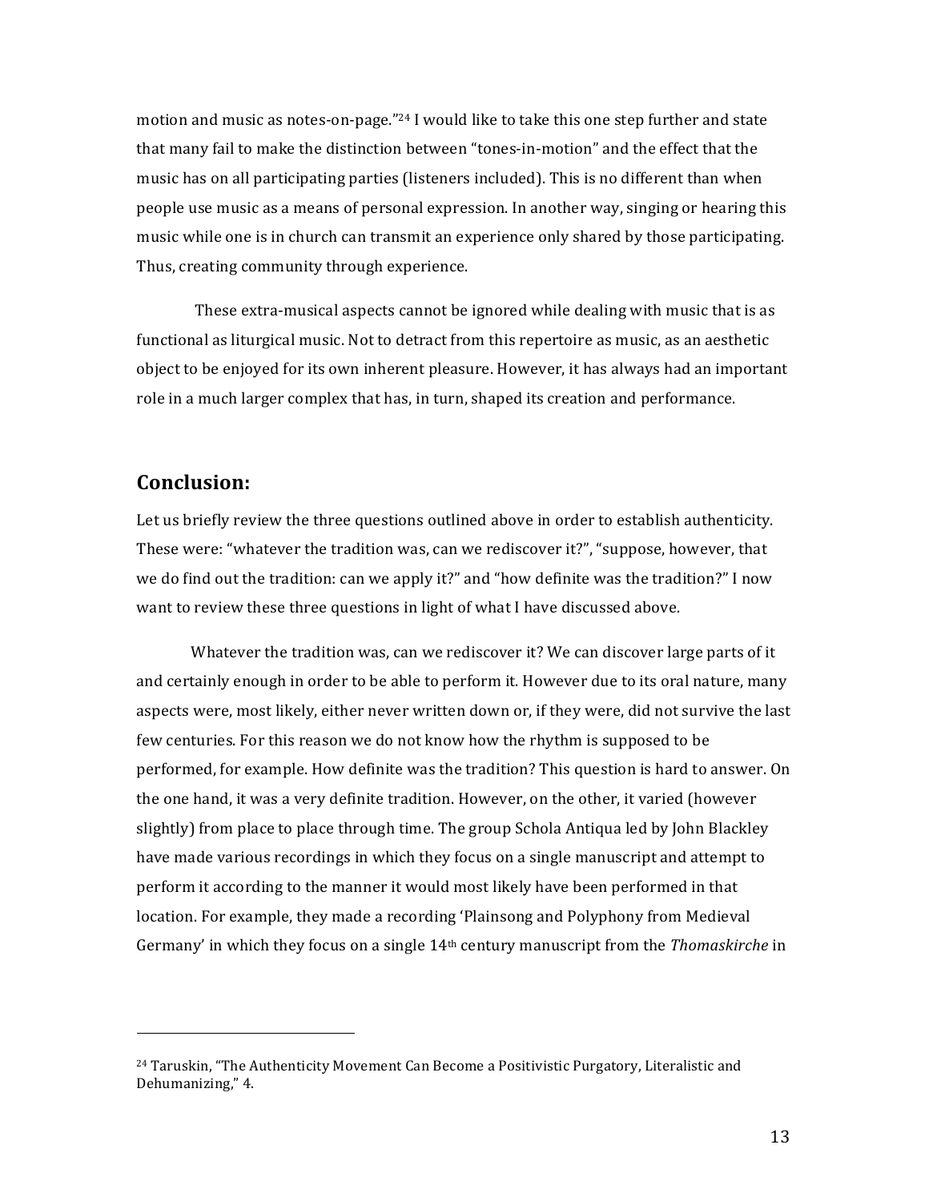motion and music as notes-on-page."[24] I would like to take this one step further and state that many fail to make the distinction between "tones-in-motion" and the effect that the music has on all participating parties (listeners included). This is no different than when people use music as a means of personal expression. In another way, singing or hearing this music while one is in church can transmit an experience only shared by those participating. Thus, creating community through experience.

These extra-musical aspects cannot be ignored while dealing with music that is as functional as liturgical music. Not to detract from this repertoire as music, as an aesthetic object to be enjoyed for its own inherent pleasure. However, it has always had an important role in a much larger complex that has, in turn, shaped its creation and performance.

## Conclusion:

Let us briefly review the three questions outlined above in order to establish authenticity. These were: "whatever the tradition was, can we rediscover it?", "suppose, however, that we do find out the tradition: can we apply it?" and "how definite was the tradition?" I now want to review these three questions in light of what I have discussed above.

Whatever the tradition was, can we rediscover it? We can discover large parts of it and certainly enough in order to be able to perform it. However due to its oral nature, many aspects were, most likely, either never written down or, if they were, did not survive the last few centuries. For this reason we do not know how the rhythm is supposed to be performed, for example. How definite was the tradition? This question is hard to answer. On the one hand, it was a very definite tradition. However, on the other, it varied (however slightly) from place to place through time. The group Schola Antiqua led by John Blackley have made various recordings in which they focus on a single manuscript and attempt to perform it according to the manner it would most likely have been performed in that location. For example, they made a recording 'Plainsong and Polyphony from Medieval Germany' in which they focus on a single 14th century manuscript from the *Thomaskirche* in

---

[24] Taruskin, "The Authenticity Movement Can Become a Positivistic Purgatory, Literalistic and Dehumanizing," 4.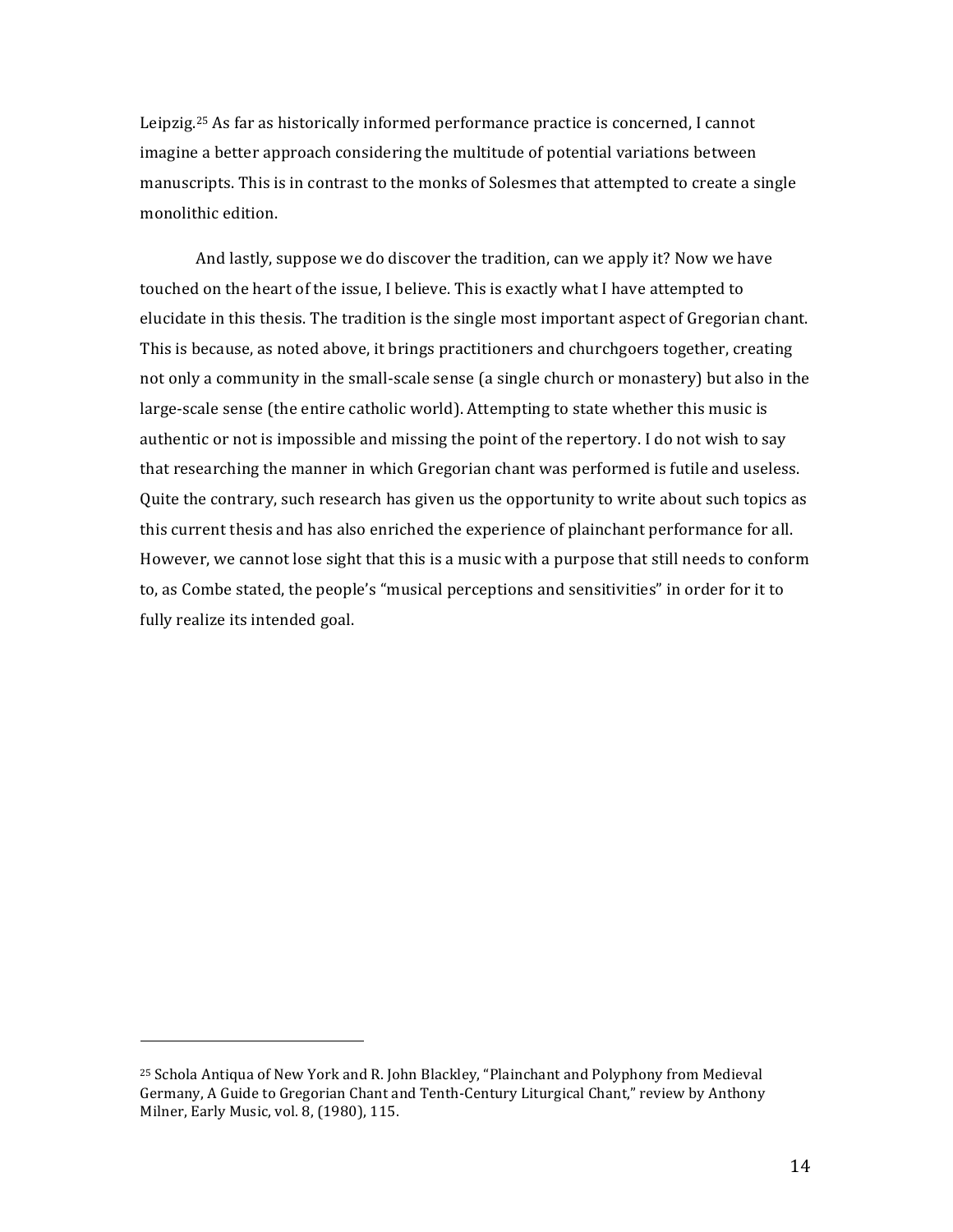Leipzig.[25] As far as historically informed performance practice is concerned, I cannot imagine a better approach considering the multitude of potential variations between manuscripts. This is in contrast to the monks of Solesmes that attempted to create a single monolithic edition.

And lastly, suppose we do discover the tradition, can we apply it? Now we have touched on the heart of the issue, I believe. This is exactly what I have attempted to elucidate in this thesis. The tradition is the single most important aspect of Gregorian chant. This is because, as noted above, it brings practitioners and churchgoers together, creating not only a community in the small-scale sense (a single church or monastery) but also in the large-scale sense (the entire catholic world). Attempting to state whether this music is authentic or not is impossible and missing the point of the repertory. I do not wish to say that researching the manner in which Gregorian chant was performed is futile and useless. Quite the contrary, such research has given us the opportunity to write about such topics as this current thesis and has also enriched the experience of plainchant performance for all. However, we cannot lose sight that this is a music with a purpose that still needs to conform to, as Combe stated, the people's "musical perceptions and sensitivities" in order for it to fully realize its intended goal.

---

[25] Schola Antiqua of New York and R. John Blackley, "Plainchant and Polyphony from Medieval Germany, A Guide to Gregorian Chant and Tenth-Century Liturgical Chant," review by Anthony Milner, Early Music, vol. 8, (1980), 115.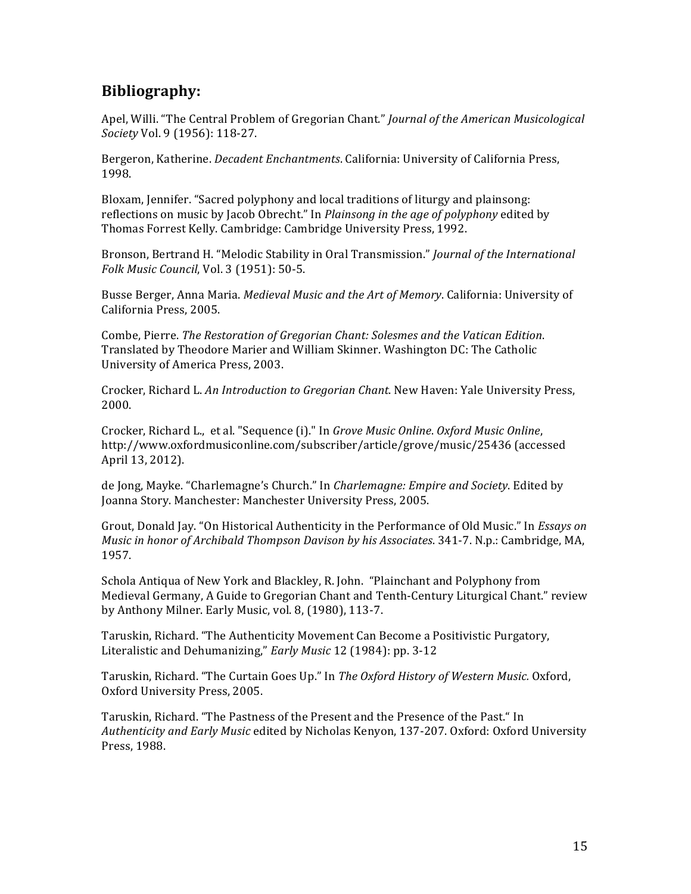## Bibliography:

Apel, Willi. "The Central Problem of Gregorian Chant." *Journal of the American Musicological Society* Vol. 9 (1956): 118-27.

Bergeron, Katherine. *Decadent Enchantments*. California: University of California Press, 1998.

Bloxam, Jennifer. "Sacred polyphony and local traditions of liturgy and plainsong: reflections on music by Jacob Obrecht." In *Plainsong in the age of polyphony* edited by Thomas Forrest Kelly. Cambridge: Cambridge University Press, 1992.

Bronson, Bertrand H. "Melodic Stability in Oral Transmission." *Journal of the International Folk Music Council*, Vol. 3 (1951): 50-5.

Busse Berger, Anna Maria. *Medieval Music and the Art of Memory*. California: University of California Press, 2005.

Combe, Pierre. *The Restoration of Gregorian Chant: Solesmes and the Vatican Edition*. Translated by Theodore Marier and William Skinner. Washington DC: The Catholic University of America Press, 2003.

Crocker, Richard L. *An Introduction to Gregorian Chant*. New Haven: Yale University Press, 2000.

Crocker, Richard L., et al. "Sequence (i)." In *Grove Music Online*. *Oxford Music Online*, http://www.oxfordmusiconline.com/subscriber/article/grove/music/25436 (accessed April 13, 2012).

de Jong, Mayke. "Charlemagne's Church." In *Charlemagne: Empire and Society*. Edited by Joanna Story. Manchester: Manchester University Press, 2005.

Grout, Donald Jay. "On Historical Authenticity in the Performance of Old Music." In *Essays on Music in honor of Archibald Thompson Davison by his Associates*. 341-7. N.p.: Cambridge, MA, 1957.

Schola Antiqua of New York and Blackley, R. John. "Plainchant and Polyphony from Medieval Germany, A Guide to Gregorian Chant and Tenth-Century Liturgical Chant." review by Anthony Milner. Early Music, vol. 8, (1980), 113-7.

Taruskin, Richard. "The Authenticity Movement Can Become a Positivistic Purgatory, Literalistic and Dehumanizing," *Early Music* 12 (1984): pp. 3-12

Taruskin, Richard. "The Curtain Goes Up." In *The Oxford History of Western Music.* Oxford, Oxford University Press, 2005.

Taruskin, Richard. "The Pastness of the Present and the Presence of the Past." In *Authenticity and Early Music* edited by Nicholas Kenyon, 137-207. Oxford: Oxford University Press, 1988.